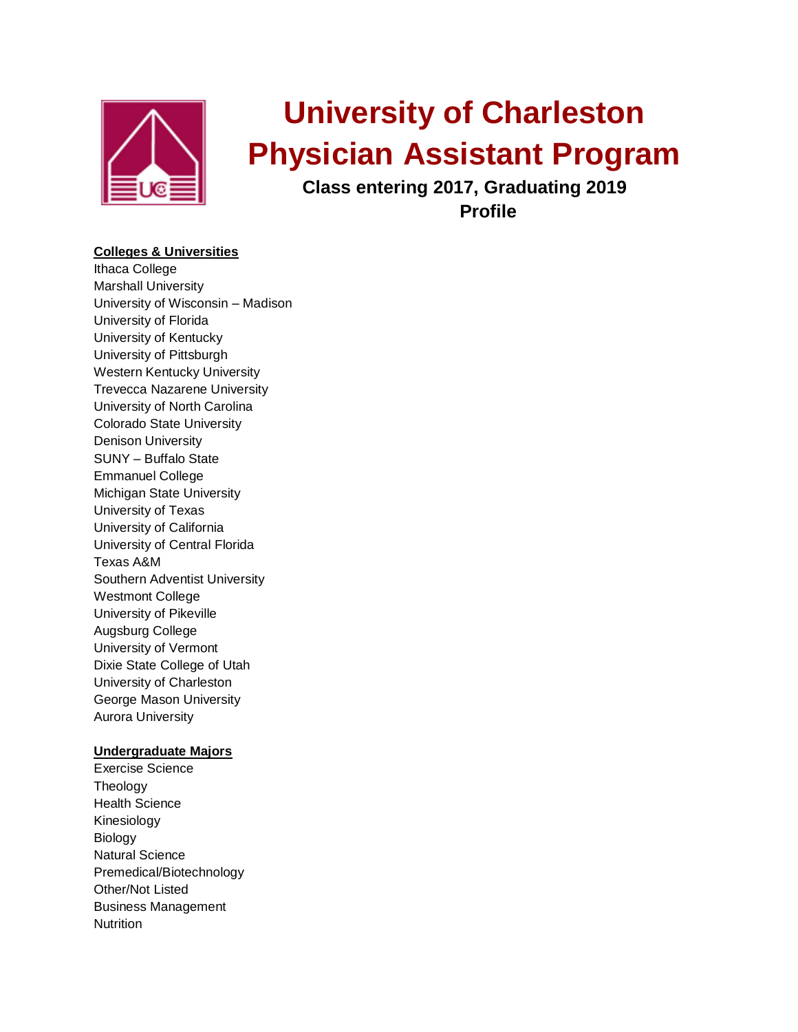# University of Charleston Physician Assistant Program

**Class entering 2017, Graduating 2019**

**Profile**

**Colleges & Universities**

Ithaca College
Marshall University
University of Wisconsin – Madison
University of Florida
University of Kentucky
University of Pittsburgh
Western Kentucky University
Trevecca Nazarene University
University of North Carolina
Colorado State University
Denison University
SUNY – Buffalo State
Emmanuel College
Michigan State University
University of Texas
University of California
University of Central Florida
Texas A&M
Southern Adventist University
Westmont College
University of Pikeville
Augsburg College
University of Vermont
Dixie State College of Utah
University of Charleston
George Mason University
Aurora University

**Undergraduate Majors**

Exercise Science
Theology
Health Science
Kinesiology
Biology
Natural Science
Premedical/Biotechnology
Other/Not Listed
Business Management
Nutrition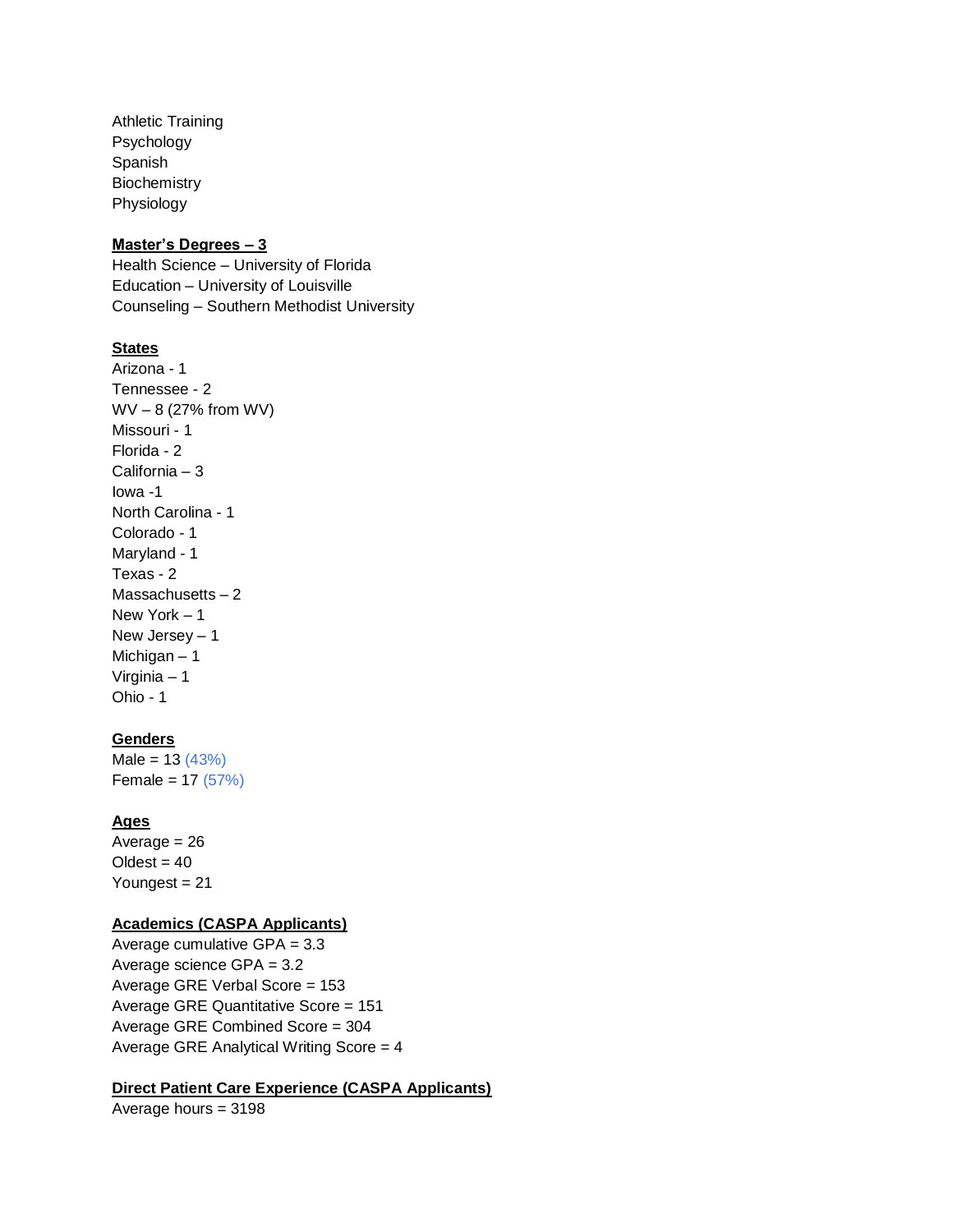Athletic Training
Psychology
Spanish
Biochemistry
Physiology

**Master's Degrees – 3**

Health Science – University of Florida
Education – University of Louisville
Counseling – Southern Methodist University

**States**

Arizona - 1
Tennessee - 2
WV – 8 (27% from WV)
Missouri - 1
Florida - 2
California – 3
Iowa -1
North Carolina - 1
Colorado - 1
Maryland - 1
Texas - 2
Massachusetts – 2
New York – 1
New Jersey – 1
Michigan – 1
Virginia – 1
Ohio - 1

**Genders**

Male = 13 (43%)
Female = 17 (57%)

**Ages**

Average = 26
Oldest = 40
Youngest = 21

**Academics (CASPA Applicants)**

Average cumulative GPA = 3.3
Average science GPA = 3.2
Average GRE Verbal Score = 153
Average GRE Quantitative Score = 151
Average GRE Combined Score = 304
Average GRE Analytical Writing Score = 4

**Direct Patient Care Experience (CASPA Applicants)**

Average hours = 3198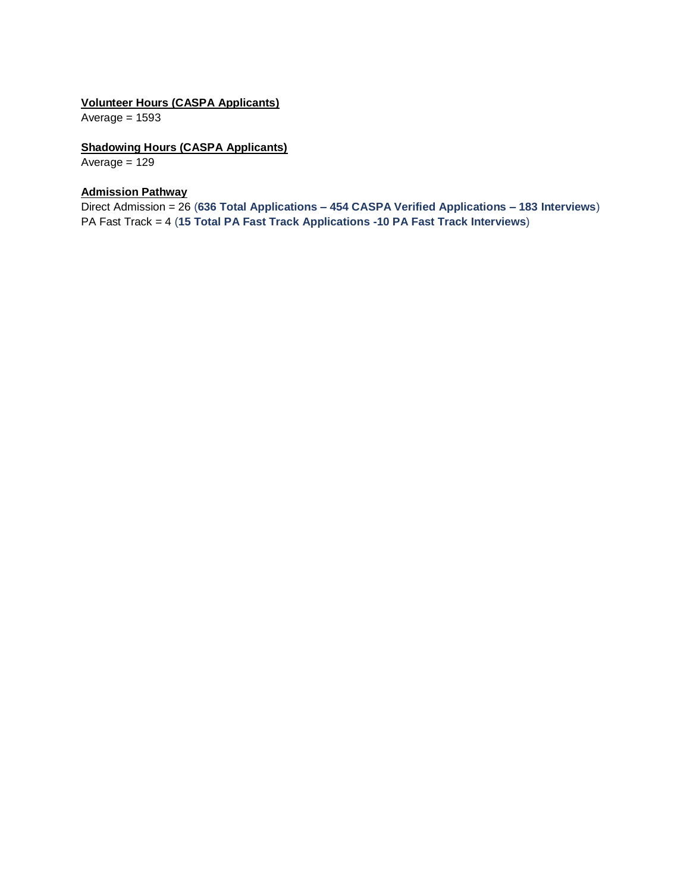**Volunteer Hours (CASPA Applicants)**
Average = 1593

**Shadowing Hours (CASPA Applicants)**
Average = 129

**Admission Pathway**
Direct Admission = 26 (**636 Total Applications – 454 CASPA Verified Applications – 183 Interviews**)
PA Fast Track = 4 (**15 Total PA Fast Track Applications -10 PA Fast Track Interviews**)